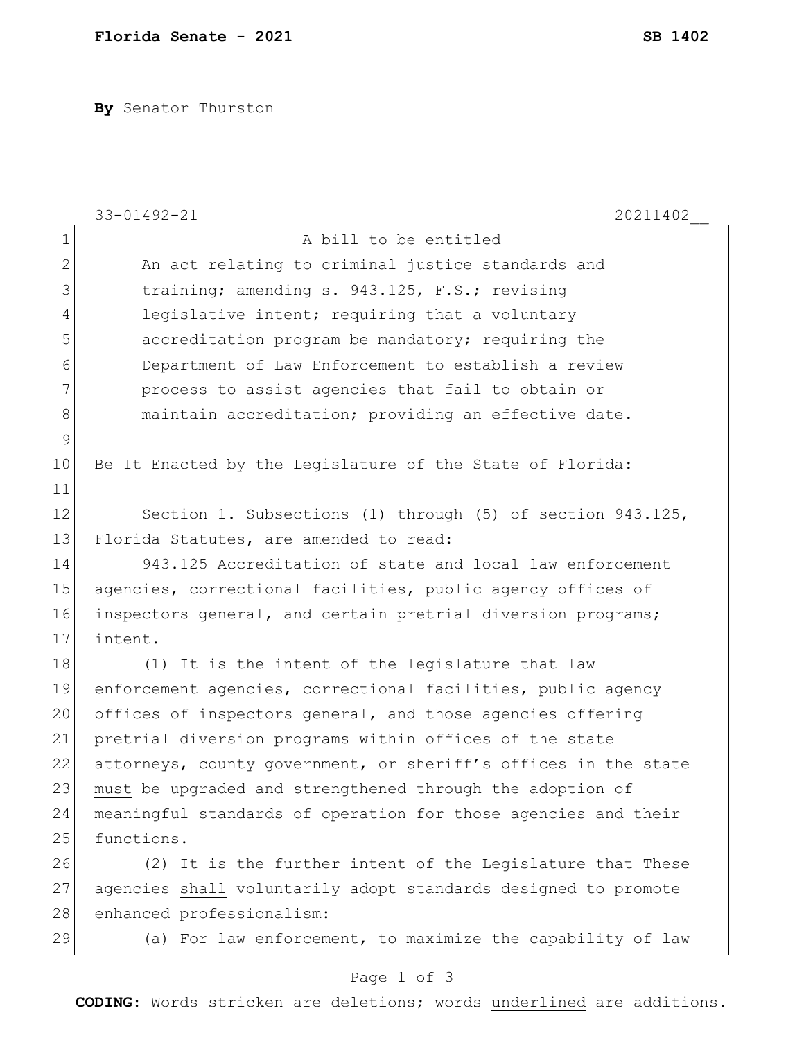**By** Senator Thurston

A bill to be entitled

An act relating to criminal justice standards and training; amending s. 943.125, F.S.; revising legislative intent; requiring that a voluntary accreditation program be mandatory; requiring the Department of Law Enforcement to establish a review process to assist agencies that fail to obtain or maintain accreditation; providing an effective date.

Be It Enacted by the Legislature of the State of Florida:

Section 1. Subsections (1) through (5) of section 943.125, Florida Statutes, are amended to read:

943.125 Accreditation of state and local law enforcement agencies, correctional facilities, public agency offices of inspectors general, and certain pretrial diversion programs; intent.—

(1) It is the intent of the legislature that law enforcement agencies, correctional facilities, public agency offices of inspectors general, and those agencies offering pretrial diversion programs within offices of the state attorneys, county government, or sheriff's offices in the state <u>must</u> be upgraded and strengthened through the adoption of meaningful standards of operation for those agencies and their functions.

(2) ~~It is the further intent of the Legislature tha~~t These agencies <u>shall</u> ~~voluntarily~~ adopt standards designed to promote enhanced professionalism:

(a) For law enforcement, to maximize the capability of law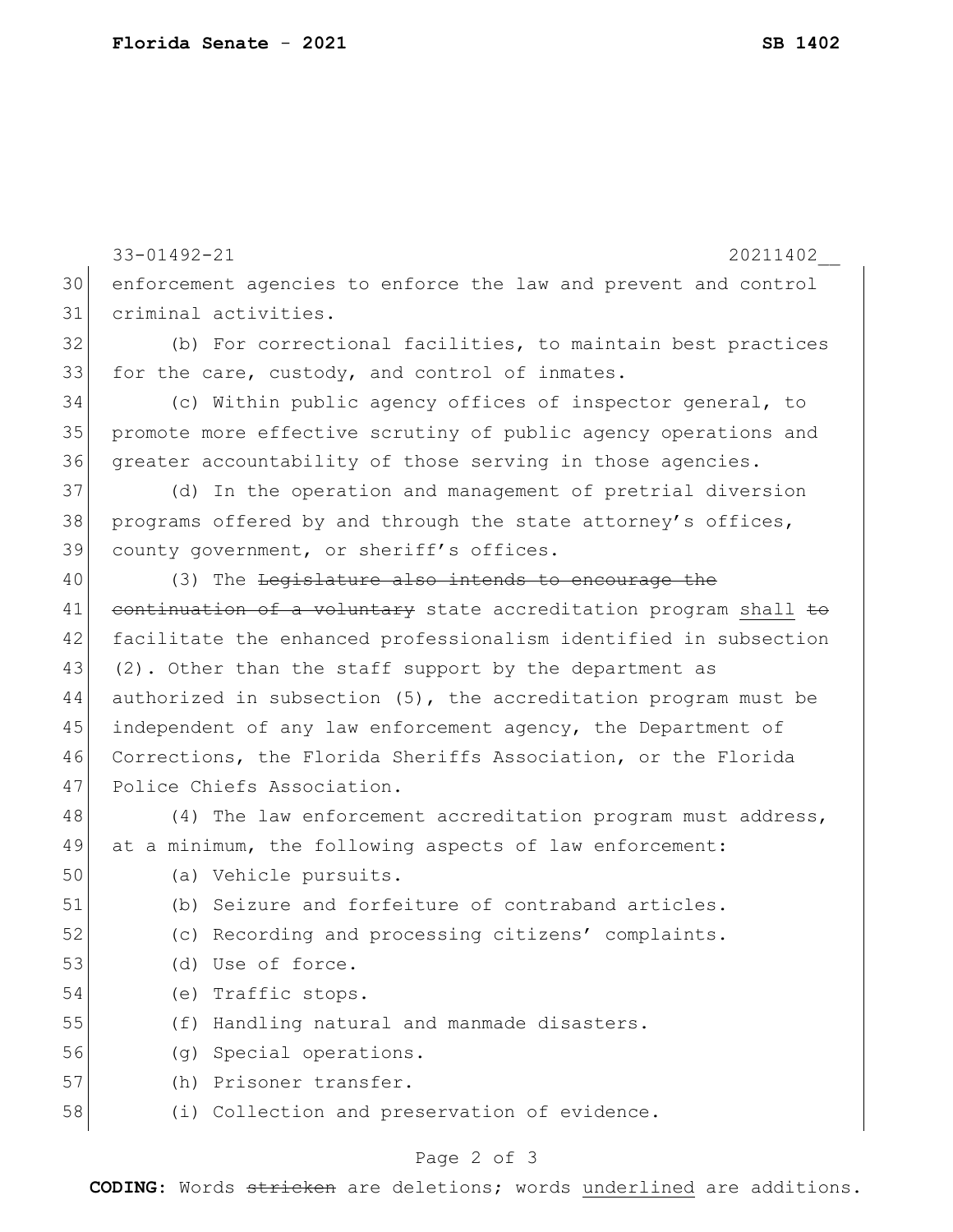enforcement agencies to enforce the law and prevent and control criminal activities.

(b) For correctional facilities, to maintain best practices for the care, custody, and control of inmates.

(c) Within public agency offices of inspector general, to promote more effective scrutiny of public agency operations and greater accountability of those serving in those agencies.

(d) In the operation and management of pretrial diversion programs offered by and through the state attorney's offices, county government, or sheriff's offices.

(3) The ~~Legislature also intends to encourage the continuation of a voluntary~~ state accreditation program <u>shall</u> ~~to~~ facilitate the enhanced professionalism identified in subsection (2). Other than the staff support by the department as authorized in subsection (5), the accreditation program must be independent of any law enforcement agency, the Department of Corrections, the Florida Sheriffs Association, or the Florida Police Chiefs Association.

(4) The law enforcement accreditation program must address, at a minimum, the following aspects of law enforcement:

(a) Vehicle pursuits.

(b) Seizure and forfeiture of contraband articles.

(c) Recording and processing citizens' complaints.

(d) Use of force.

(e) Traffic stops.

(f) Handling natural and manmade disasters.

(g) Special operations.

(h) Prisoner transfer.

(i) Collection and preservation of evidence.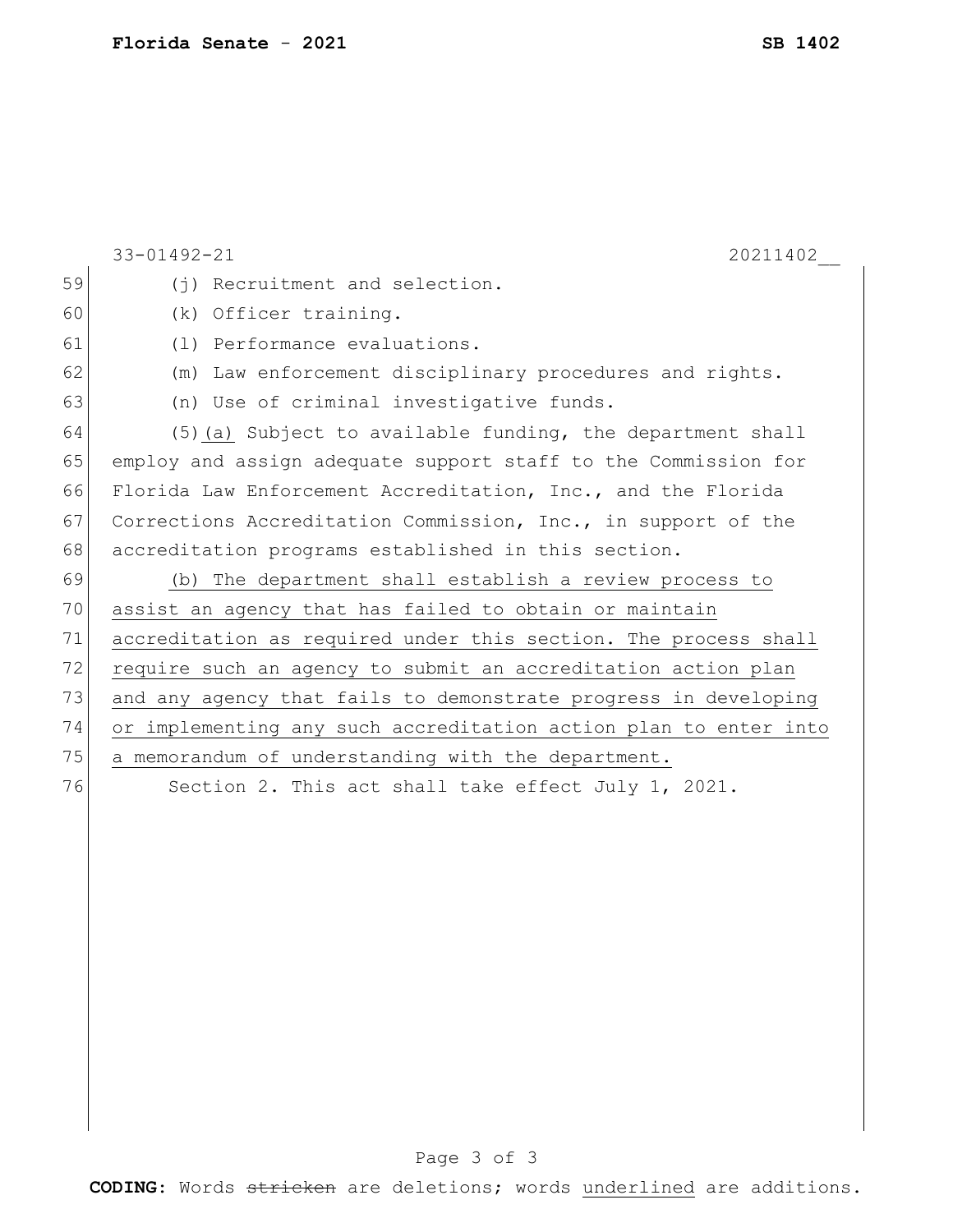(j) Recruitment and selection.

(k) Officer training.

(l) Performance evaluations.

(m) Law enforcement disciplinary procedures and rights.

(n) Use of criminal investigative funds.

(5)(a) Subject to available funding, the department shall employ and assign adequate support staff to the Commission for Florida Law Enforcement Accreditation, Inc., and the Florida Corrections Accreditation Commission, Inc., in support of the accreditation programs established in this section.

(b) The department shall establish a review process to assist an agency that has failed to obtain or maintain accreditation as required under this section. The process shall require such an agency to submit an accreditation action plan and any agency that fails to demonstrate progress in developing or implementing any such accreditation action plan to enter into a memorandum of understanding with the department.

Section 2. This act shall take effect July 1, 2021.

**CODING:** Words ~~stricken~~ are deletions; words underlined are additions.